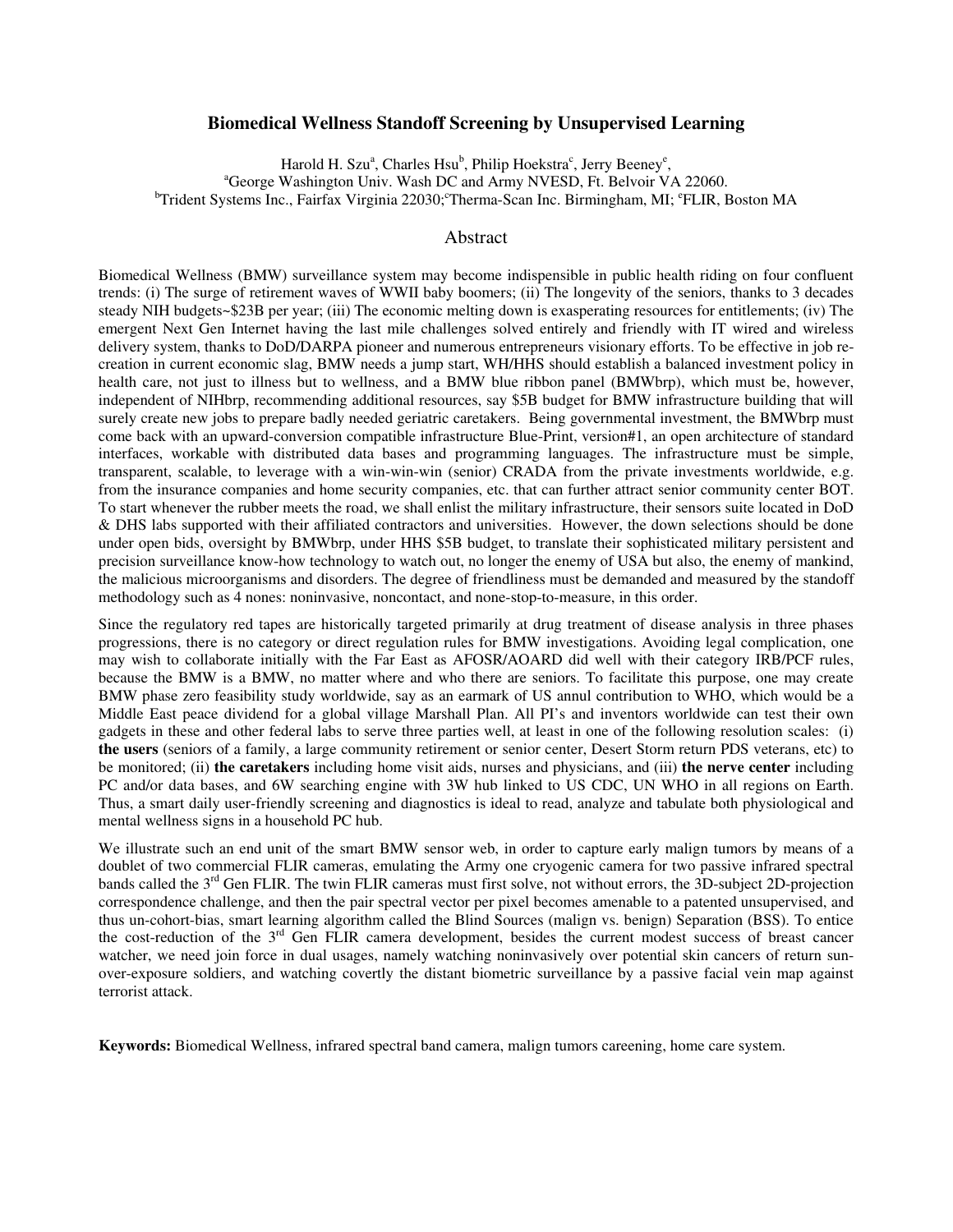# Biomedical Wellness Standoff Screening by Unsupervised Learning

Harold H. Szu[a], Charles Hsu[b], Philip Hoekstra[c], Jerry Beeney[e],

[a]George Washington Univ. Wash DC and Army NVESD, Ft. Belvoir VA 22060.
[b]Trident Systems Inc., Fairfax Virginia 22030;[c]Therma-Scan Inc. Birmingham, MI; [e]FLIR, Boston MA

## Abstract

Biomedical Wellness (BMW) surveillance system may become indispensible in public health riding on four confluent trends: (i) The surge of retirement waves of WWII baby boomers; (ii) The longevity of the seniors, thanks to 3 decades steady NIH budgets~$23B per year; (iii) The economic melting down is exasperating resources for entitlements; (iv) The emergent Next Gen Internet having the last mile challenges solved entirely and friendly with IT wired and wireless delivery system, thanks to DoD/DARPA pioneer and numerous entrepreneurs visionary efforts. To be effective in job re-creation in current economic slag, BMW needs a jump start, WH/HHS should establish a balanced investment policy in health care, not just to illness but to wellness, and a BMW blue ribbon panel (BMWbrp), which must be, however, independent of NIHbrp, recommending additional resources, say $5B budget for BMW infrastructure building that will surely create new jobs to prepare badly needed geriatric caretakers. Being governmental investment, the BMWbrp must come back with an upward-conversion compatible infrastructure Blue-Print, version#1, an open architecture of standard interfaces, workable with distributed data bases and programming languages. The infrastructure must be simple, transparent, scalable, to leverage with a win-win-win (senior) CRADA from the private investments worldwide, e.g. from the insurance companies and home security companies, etc. that can further attract senior community center BOT. To start whenever the rubber meets the road, we shall enlist the military infrastructure, their sensors suite located in DoD & DHS labs supported with their affiliated contractors and universities. However, the down selections should be done under open bids, oversight by BMWbrp, under HHS $5B budget, to translate their sophisticated military persistent and precision surveillance know-how technology to watch out, no longer the enemy of USA but also, the enemy of mankind, the malicious microorganisms and disorders. The degree of friendliness must be demanded and measured by the standoff methodology such as 4 nones: noninvasive, noncontact, and none-stop-to-measure, in this order.

Since the regulatory red tapes are historically targeted primarily at drug treatment of disease analysis in three phases progressions, there is no category or direct regulation rules for BMW investigations. Avoiding legal complication, one may wish to collaborate initially with the Far East as AFOSR/AOARD did well with their category IRB/PCF rules, because the BMW is a BMW, no matter where and who there are seniors. To facilitate this purpose, one may create BMW phase zero feasibility study worldwide, say as an earmark of US annul contribution to WHO, which would be a Middle East peace dividend for a global village Marshall Plan. All PI's and inventors worldwide can test their own gadgets in these and other federal labs to serve three parties well, at least in one of the following resolution scales: (i) **the users** (seniors of a family, a large community retirement or senior center, Desert Storm return PDS veterans, etc) to be monitored; (ii) **the caretakers** including home visit aids, nurses and physicians, and (iii) **the nerve center** including PC and/or data bases, and 6W searching engine with 3W hub linked to US CDC, UN WHO in all regions on Earth. Thus, a smart daily user-friendly screening and diagnostics is ideal to read, analyze and tabulate both physiological and mental wellness signs in a household PC hub.

We illustrate such an end unit of the smart BMW sensor web, in order to capture early malign tumors by means of a doublet of two commercial FLIR cameras, emulating the Army one cryogenic camera for two passive infrared spectral bands called the 3rd Gen FLIR. The twin FLIR cameras must first solve, not without errors, the 3D-subject 2D-projection correspondence challenge, and then the pair spectral vector per pixel becomes amenable to a patented unsupervised, and thus un-cohort-bias, smart learning algorithm called the Blind Sources (malign vs. benign) Separation (BSS). To entice the cost-reduction of the 3rd Gen FLIR camera development, besides the current modest success of breast cancer watcher, we need join force in dual usages, namely watching noninvasively over potential skin cancers of return sun-over-exposure soldiers, and watching covertly the distant biometric surveillance by a passive facial vein map against terrorist attack.

**Keywords:** Biomedical Wellness, infrared spectral band camera, malign tumors careening, home care system.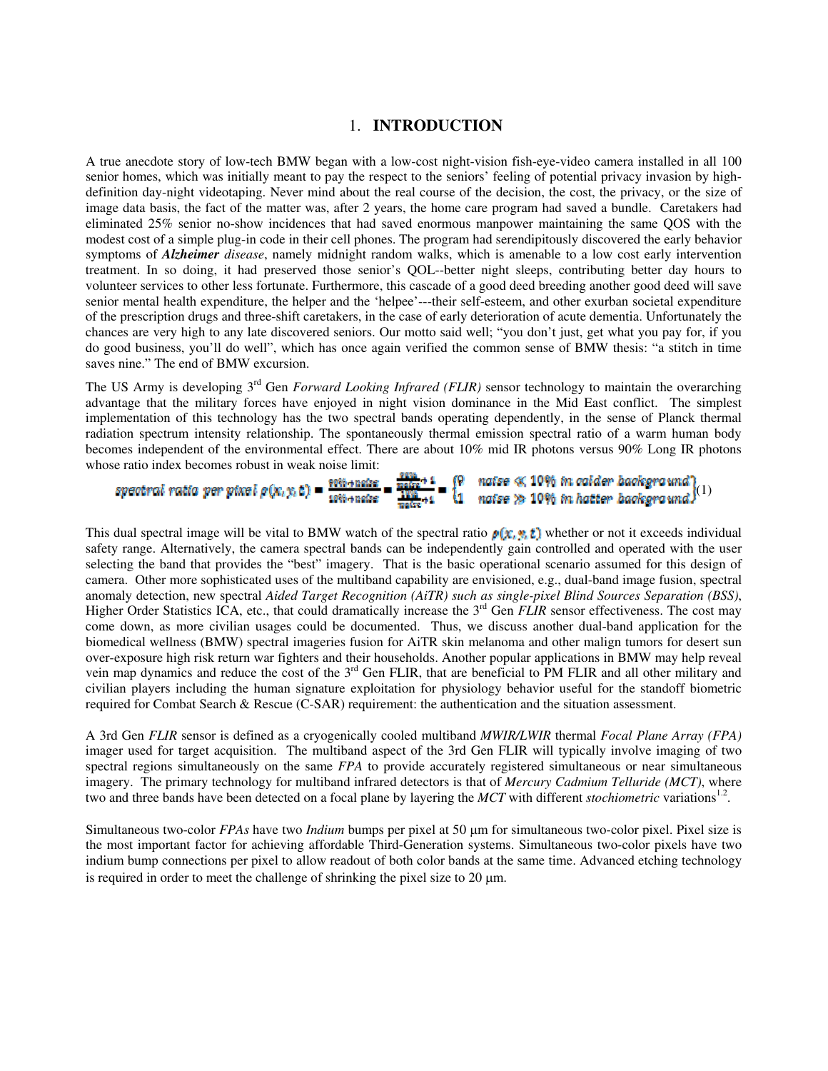# 1. INTRODUCTION

A true anecdote story of low-tech BMW began with a low-cost night-vision fish-eye-video camera installed in all 100 senior homes, which was initially meant to pay the respect to the seniors' feeling of potential privacy invasion by high-definition day-night videotaping. Never mind about the real course of the decision, the cost, the privacy, or the size of image data basis, the fact of the matter was, after 2 years, the home care program had saved a bundle. Caretakers had eliminated 25% senior no-show incidences that had saved enormous manpower maintaining the same QOS with the modest cost of a simple plug-in code in their cell phones. The program had serendipitously discovered the early behavior symptoms of ***Alzheimer*** *disease*, namely midnight random walks, which is amenable to a low cost early intervention treatment. In so doing, it had preserved those senior's QOL--better night sleeps, contributing better day hours to volunteer services to other less fortunate. Furthermore, this cascade of a good deed breeding another good deed will save senior mental health expenditure, the helper and the 'helpee'---their self-esteem, and other exurban societal expenditure of the prescription drugs and three-shift caretakers, in the case of early deterioration of acute dementia. Unfortunately the chances are very high to any late discovered seniors. Our motto said well; "you don't just, get what you pay for, if you do good business, you'll do well", which has once again verified the common sense of BMW thesis: "a stitch in time saves nine." The end of BMW excursion.

The US Army is developing 3rd Gen *Forward Looking Infrared (FLIR)* sensor technology to maintain the overarching advantage that the military forces have enjoyed in night vision dominance in the Mid East conflict. The simplest implementation of this technology has the two spectral bands operating dependently, in the sense of Planck thermal radiation spectrum intensity relationship. The spontaneously thermal emission spectral ratio of a warm human body becomes independent of the environmental effect. There are about 10% mid IR photons versus 90% Long IR photons whose ratio index becomes robust in weak noise limit:

$$\text{spectral ratio per pixel } \rho(x,y,t) = \frac{90\% + noise}{10\% + noise} = \frac{\frac{90\%}{noise}+1}{\frac{10\%}{noise}+1} = \begin{cases} 9 & noise \ll 10\% \text{ in colder background} \\ 1 & noise \gg 10\% \text{ in hotter background} \end{cases} \quad (1)$$

This dual spectral image will be vital to BMW watch of the spectral ratio $\rho(x,y,t)$ whether or not it exceeds individual safety range. Alternatively, the camera spectral bands can be independently gain controlled and operated with the user selecting the band that provides the "best" imagery. That is the basic operational scenario assumed for this design of camera. Other more sophisticated uses of the multiband capability are envisioned, e.g., dual-band image fusion, spectral anomaly detection, new spectral *Aided Target Recognition (AiTR) such as single-pixel Blind Sources Separation (BSS)*, Higher Order Statistics ICA, etc., that could dramatically increase the 3rd Gen *FLIR* sensor effectiveness. The cost may come down, as more civilian usages could be documented. Thus, we discuss another dual-band application for the biomedical wellness (BMW) spectral imageries fusion for AiTR skin melanoma and other malign tumors for desert sun over-exposure high risk return war fighters and their households. Another popular applications in BMW may help reveal vein map dynamics and reduce the cost of the 3rd Gen FLIR, that are beneficial to PM FLIR and all other military and civilian players including the human signature exploitation for physiology behavior useful for the standoff biometric required for Combat Search & Rescue (C-SAR) requirement: the authentication and the situation assessment.

A 3rd Gen *FLIR* sensor is defined as a cryogenically cooled multiband *MWIR/LWIR* thermal *Focal Plane Array (FPA)* imager used for target acquisition. The multiband aspect of the 3rd Gen FLIR will typically involve imaging of two spectral regions simultaneously on the same *FPA* to provide accurately registered simultaneous or near simultaneous imagery. The primary technology for multiband infrared detectors is that of *Mercury Cadmium Telluride (MCT)*, where two and three bands have been detected on a focal plane by layering the *MCT* with different *stochiometric* variations[1,2].

Simultaneous two-color *FPAs* have two *Indium* bumps per pixel at 50 μm for simultaneous two-color pixel. Pixel size is the most important factor for achieving affordable Third-Generation systems. Simultaneous two-color pixels have two indium bump connections per pixel to allow readout of both color bands at the same time. Advanced etching technology is required in order to meet the challenge of shrinking the pixel size to 20 μm.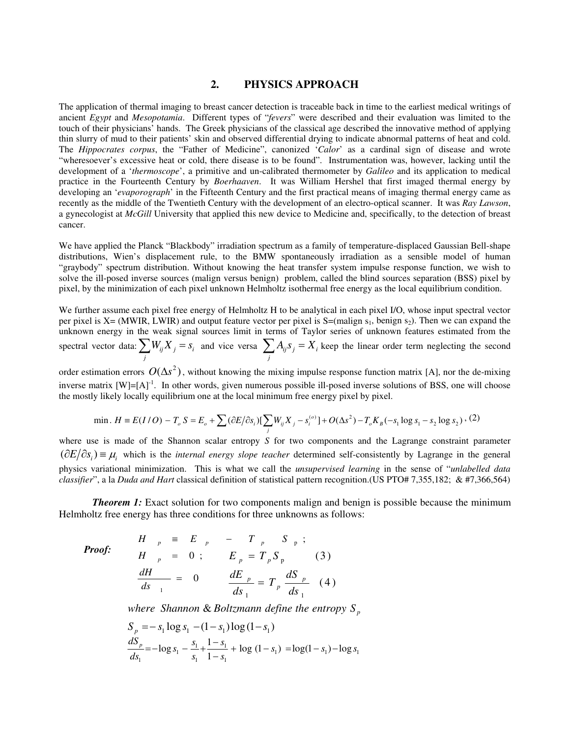## 2. PHYSICS APPROACH

The application of thermal imaging to breast cancer detection is traceable back in time to the earliest medical writings of ancient *Egypt* and *Mesopotamia*. Different types of "*fevers*" were described and their evaluation was limited to the touch of their physicians' hands. The Greek physicians of the classical age described the innovative method of applying thin slurry of mud to their patients' skin and observed differential drying to indicate abnormal patterns of heat and cold. The *Hippocrates corpus*, the "Father of Medicine", canonized '*Calor*' as a cardinal sign of disease and wrote "wheresoever's excessive heat or cold, there disease is to be found". Instrumentation was, however, lacking until the development of a '*thermoscope*', a primitive and un-calibrated thermometer by *Galileo* and its application to medical practice in the Fourteenth Century by *Boerhaaven*. It was William Hershel that first imaged thermal energy by developing an '*evaporograph*' in the Fifteenth Century and the first practical means of imaging thermal energy came as recently as the middle of the Twentieth Century with the development of an electro-optical scanner. It was *Ray Lawson*, a gynecologist at *McGill* University that applied this new device to Medicine and, specifically, to the detection of breast cancer.

We have applied the Planck "Blackbody" irradiation spectrum as a family of temperature-displaced Gaussian Bell-shape distributions, Wien's displacement rule, to the BMW spontaneously irradiation as a sensible model of human "graybody" spectrum distribution. Without knowing the heat transfer system impulse response function, we wish to solve the ill-posed inverse sources (malign versus benign) problem, called the blind sources separation (BSS) pixel by pixel, by the minimization of each pixel unknown Helmholtz isothermal free energy as the local equilibrium condition.

We further assume each pixel free energy of Helmholtz H to be analytical in each pixel I/O, whose input spectral vector per pixel is X= (MWIR, LWIR) and output feature vector per pixel is S=(malign $s_1$, benign $s_2$). Then we can expand the unknown energy in the weak signal sources limit in terms of Taylor series of unknown features estimated from the spectral vector data: $\sum_j W_{ij} X_j = s_i$ and vice versa $\sum_j A_{ij} s_j = X_i$ keep the linear order term neglecting the second order estimation errors $O(\Delta s^2)$, without knowing the mixing impulse response function matrix [A], nor the de-mixing inverse matrix $[W]=[A]^{-1}$. In other words, given numerous possible ill-posed inverse solutions of BSS, one will choose the mostly likely locally equilibrium one at the local minimum free energy pixel by pixel.

$$\min.\ H \equiv E(I/O) - T_o S = E_o + \sum (\partial E/\partial s_i)[\sum_j W_{ij} X_j - s_i^{(o)}] + O(\Delta s^2) - T_o K_B(-s_1 \log s_1 - s_2 \log s_2)\,, \quad (2)$$

where use is made of the Shannon scalar entropy *S* for two components and the Lagrange constraint parameter $(\partial E/\partial s_i) \equiv \mu_i$ which is the *internal energy slope teacher* determined self-consistently by Lagrange in the general physics variational minimization. This is what we call the *unsupervised learning* in the sense of "*unlabelled data classifier*", a la *Duda and Hart* classical definition of statistical pattern recognition.(US PTO# 7,355,182; & #7,366,564)

***Theorem 1:*** Exact solution for two components malign and benign is possible because the minimum Helmholtz free energy has three conditions for three unknowns as follows:

***Proof:***

$$H_p \equiv E_p - T_p S_p\,;$$

$$H_p = 0\,; \qquad E_p = T_p S_p \qquad (3)$$

$$\frac{dH}{ds_1} = 0 \qquad \frac{dE_p}{ds_1} = T_p \frac{dS_p}{ds_1} \qquad (4)$$

*where Shannon & Boltzmann define the entropy* $S_p$

$$S_p = -s_1 \log s_1 - (1-s_1)\log(1-s_1)$$

$$\frac{dS_p}{ds_1} = -\log s_1 - \frac{s_1}{s_1} + \frac{1-s_1}{1-s_1} + \log(1-s_1) = \log(1-s_1) - \log s_1$$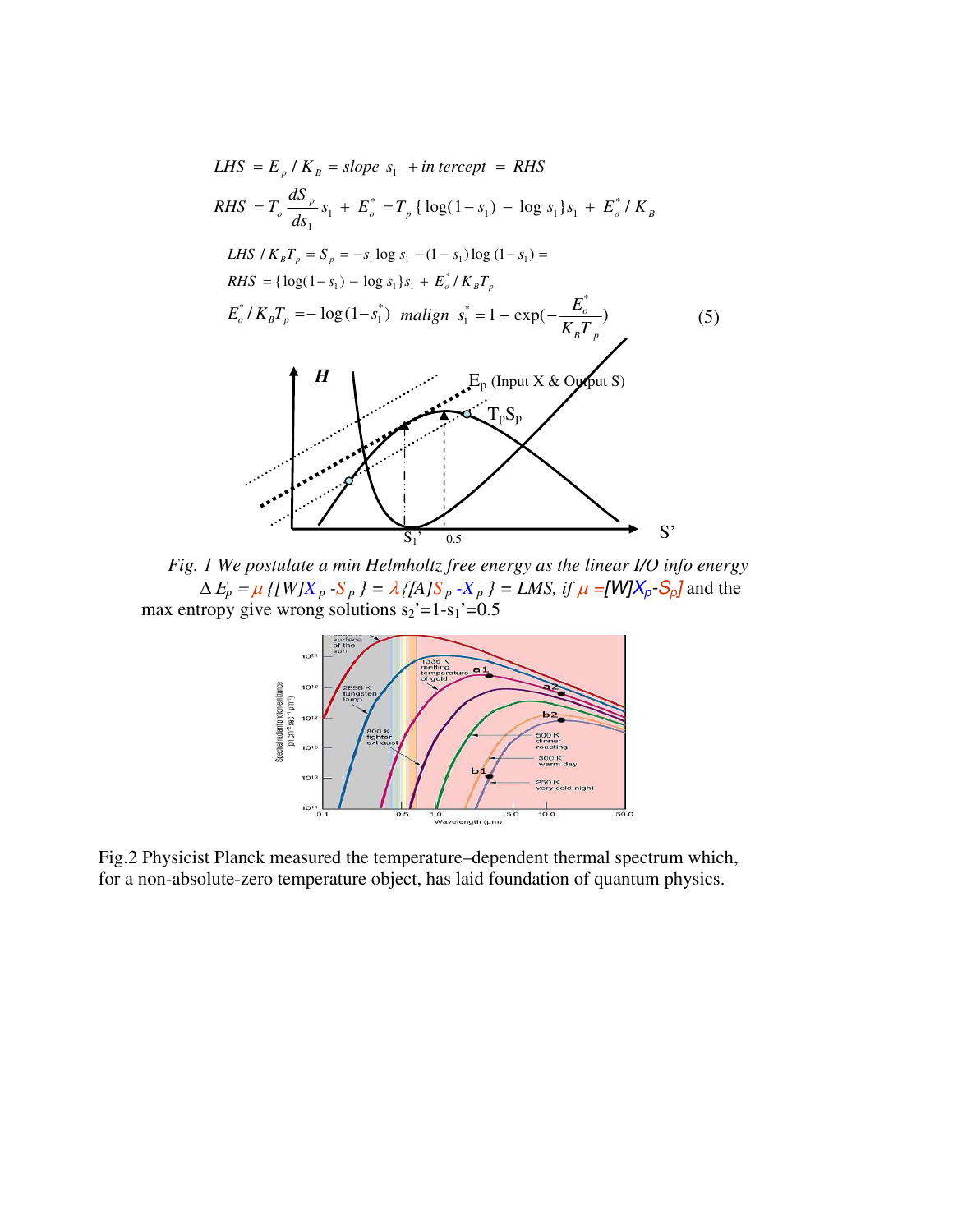$$LHS = E_p / K_B = slope\ s_1 + intercept = RHS$$

$$RHS = T_o \frac{dS_p}{ds_1} s_1 + E_o^* = T_p \{\log(1-s_1) - \log s_1\} s_1 + E_o^* / K_B$$

$$LHS / K_B T_p = S_p = -s_1 \log s_1 - (1-s_1)\log(1-s_1) =$$

$$RHS = \{\log(1-s_1) - \log s_1\} s_1 + E_o^* / K_B T_p$$

$$E_o^* / K_B T_p = -\log(1-s_1^*) \quad malign \quad s_1^* = 1 - \exp\left(-\frac{E_o^*}{K_B T_p}\right) \qquad (5)$$

*Fig. 1 We postulate a min Helmholtz free energy as the linear I/O info energy* $\Delta E_p = \mu \{[W]X_p - S_p\} = \lambda\{[A]S_p - X_p\} = LMS$, *if* $\mu = [W]X_p - S_p]$ and the max entropy give wrong solutions $s_2' = 1 - s_1' = 0.5$

Fig.2 Physicist Planck measured the temperature–dependent thermal spectrum which, for a non-absolute-zero temperature object, has laid foundation of quantum physics.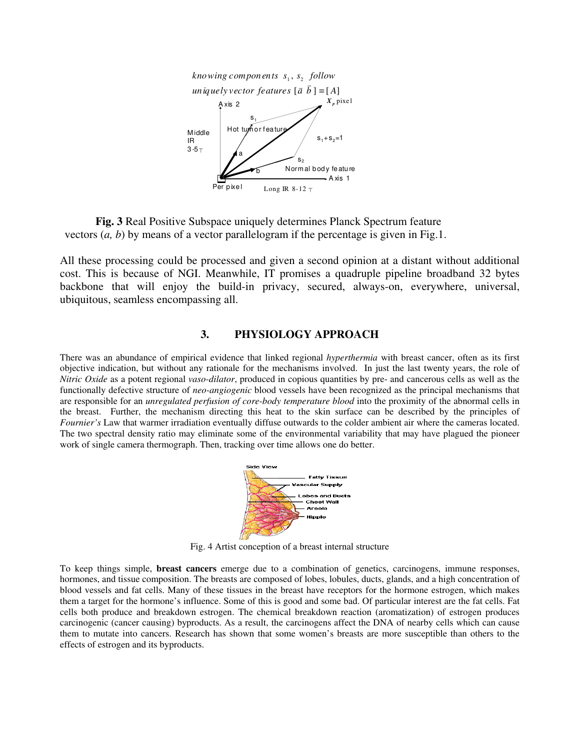*knowing components* $s_1$, $s_2$ *follow uniquely vector features* $[\vec{a}\ \vec{b}] \equiv [A]$

Axis 2

$X_p$ pixel

$s_1$

Hot tumor feature

Middle IR 3-5 μ

$s_1+s_2=1$

a

$s_2$

b

Normal body feature

Axis 1

Per pixel

Long IR 8-12 μ

**Fig. 3** Real Positive Subspace uniquely determines Planck Spectrum feature vectors (*a, b*) by means of a vector parallelogram if the percentage is given in Fig.1.

All these processing could be processed and given a second opinion at a distant without additional cost. This is because of NGI. Meanwhile, IT promises a quadruple pipeline broadband 32 bytes backbone that will enjoy the build-in privacy, secured, always-on, everywhere, universal, ubiquitous, seamless encompassing all.

## 3. PHYSIOLOGY APPROACH

There was an abundance of empirical evidence that linked regional *hyperthermia* with breast cancer, often as its first objective indication, but without any rationale for the mechanisms involved. In just the last twenty years, the role of *Nitric Oxide* as a potent regional *vaso-dilator*, produced in copious quantities by pre- and cancerous cells as well as the functionally defective structure of *neo-angiogenic* blood vessels have been recognized as the principal mechanisms that are responsible for an *unregulated perfusion of core-body temperature blood* into the proximity of the abnormal cells in the breast. Further, the mechanism directing this heat to the skin surface can be described by the principles of *Fournier's* Law that warmer irradiation eventually diffuse outwards to the colder ambient air where the cameras located. The two spectral density ratio may eliminate some of the environmental variability that may have plagued the pioneer work of single camera thermograph. Then, tracking over time allows one do better.

Side View

Fatty Tissue

Vascular Supply

Lobes and Ducts

Chest Wall

Areola

Nipple

Fig. 4 Artist conception of a breast internal structure

To keep things simple, **breast cancers** emerge due to a combination of genetics, carcinogens, immune responses, hormones, and tissue composition. The breasts are composed of lobes, lobules, ducts, glands, and a high concentration of blood vessels and fat cells. Many of these tissues in the breast have receptors for the hormone estrogen, which makes them a target for the hormone's influence. Some of this is good and some bad. Of particular interest are the fat cells. Fat cells both produce and breakdown estrogen. The chemical breakdown reaction (aromatization) of estrogen produces carcinogenic (cancer causing) byproducts. As a result, the carcinogens affect the DNA of nearby cells which can cause them to mutate into cancers. Research has shown that some women's breasts are more susceptible than others to the effects of estrogen and its byproducts.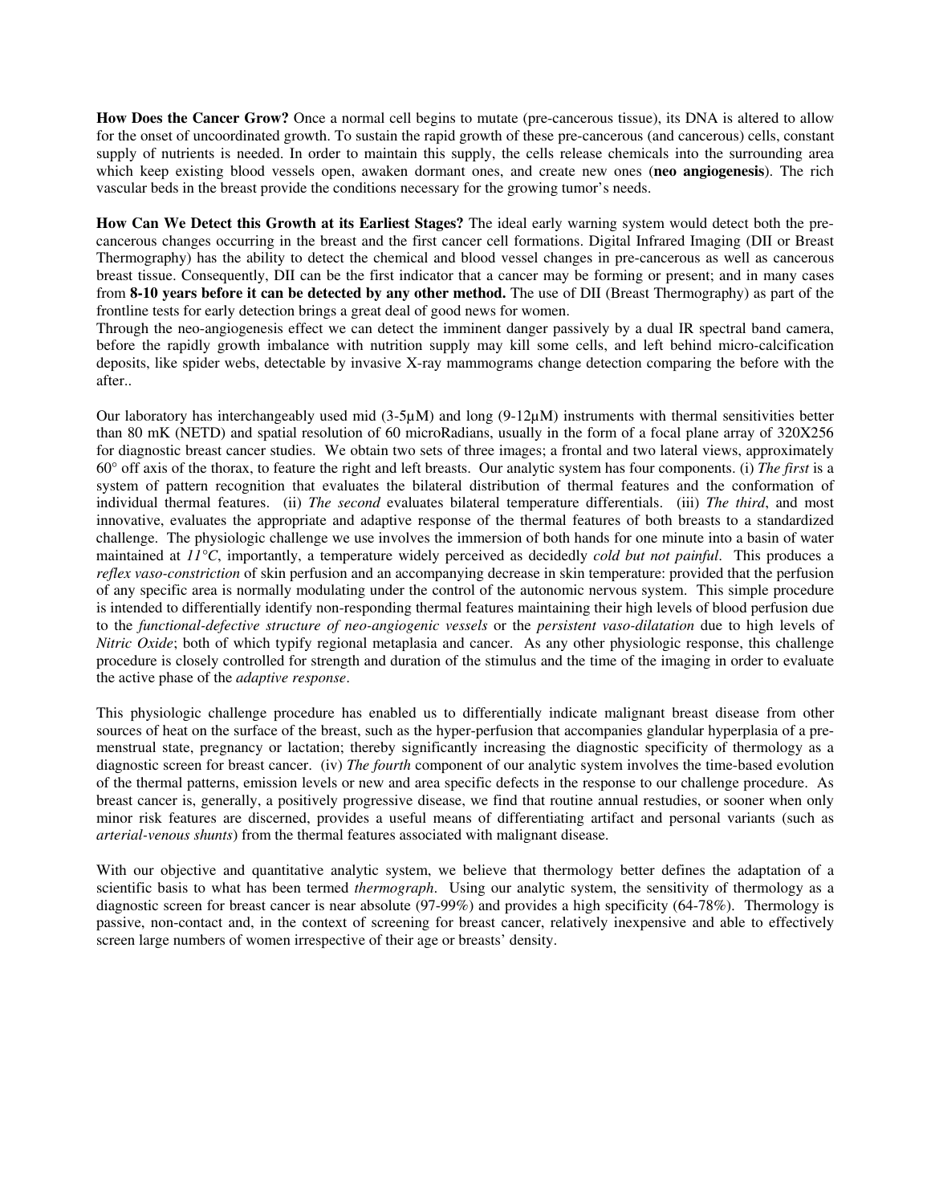**How Does the Cancer Grow?** Once a normal cell begins to mutate (pre-cancerous tissue), its DNA is altered to allow for the onset of uncoordinated growth. To sustain the rapid growth of these pre-cancerous (and cancerous) cells, constant supply of nutrients is needed. In order to maintain this supply, the cells release chemicals into the surrounding area which keep existing blood vessels open, awaken dormant ones, and create new ones (**neo angiogenesis**). The rich vascular beds in the breast provide the conditions necessary for the growing tumor's needs.

**How Can We Detect this Growth at its Earliest Stages?** The ideal early warning system would detect both the pre-cancerous changes occurring in the breast and the first cancer cell formations. Digital Infrared Imaging (DII or Breast Thermography) has the ability to detect the chemical and blood vessel changes in pre-cancerous as well as cancerous breast tissue. Consequently, DII can be the first indicator that a cancer may be forming or present; and in many cases from **8-10 years before it can be detected by any other method.** The use of DII (Breast Thermography) as part of the frontline tests for early detection brings a great deal of good news for women.
Through the neo-angiogenesis effect we can detect the imminent danger passively by a dual IR spectral band camera, before the rapidly growth imbalance with nutrition supply may kill some cells, and left behind micro-calcification deposits, like spider webs, detectable by invasive X-ray mammograms change detection comparing the before with the after..

Our laboratory has interchangeably used mid (3-5μM) and long (9-12μM) instruments with thermal sensitivities better than 80 mK (NETD) and spatial resolution of 60 microRadians, usually in the form of a focal plane array of 320X256 for diagnostic breast cancer studies. We obtain two sets of three images; a frontal and two lateral views, approximately 60° off axis of the thorax, to feature the right and left breasts. Our analytic system has four components. (i) *The first* is a system of pattern recognition that evaluates the bilateral distribution of thermal features and the conformation of individual thermal features. (ii) *The second* evaluates bilateral temperature differentials. (iii) *The third*, and most innovative, evaluates the appropriate and adaptive response of the thermal features of both breasts to a standardized challenge. The physiologic challenge we use involves the immersion of both hands for one minute into a basin of water maintained at *11°C*, importantly, a temperature widely perceived as decidedly *cold but not painful*. This produces a *reflex vaso-constriction* of skin perfusion and an accompanying decrease in skin temperature: provided that the perfusion of any specific area is normally modulating under the control of the autonomic nervous system. This simple procedure is intended to differentially identify non-responding thermal features maintaining their high levels of blood perfusion due to the *functional-defective structure of neo-angiogenic vessels* or the *persistent vaso-dilatation* due to high levels of *Nitric Oxide*; both of which typify regional metaplasia and cancer. As any other physiologic response, this challenge procedure is closely controlled for strength and duration of the stimulus and the time of the imaging in order to evaluate the active phase of the *adaptive response*.

This physiologic challenge procedure has enabled us to differentially indicate malignant breast disease from other sources of heat on the surface of the breast, such as the hyper-perfusion that accompanies glandular hyperplasia of a pre-menstrual state, pregnancy or lactation; thereby significantly increasing the diagnostic specificity of thermology as a diagnostic screen for breast cancer. (iv) *The fourth* component of our analytic system involves the time-based evolution of the thermal patterns, emission levels or new and area specific defects in the response to our challenge procedure. As breast cancer is, generally, a positively progressive disease, we find that routine annual restudies, or sooner when only minor risk features are discerned, provides a useful means of differentiating artifact and personal variants (such as *arterial-venous shunts*) from the thermal features associated with malignant disease.

With our objective and quantitative analytic system, we believe that thermology better defines the adaptation of a scientific basis to what has been termed *thermograph*. Using our analytic system, the sensitivity of thermology as a diagnostic screen for breast cancer is near absolute (97-99%) and provides a high specificity (64-78%). Thermology is passive, non-contact and, in the context of screening for breast cancer, relatively inexpensive and able to effectively screen large numbers of women irrespective of their age or breasts' density.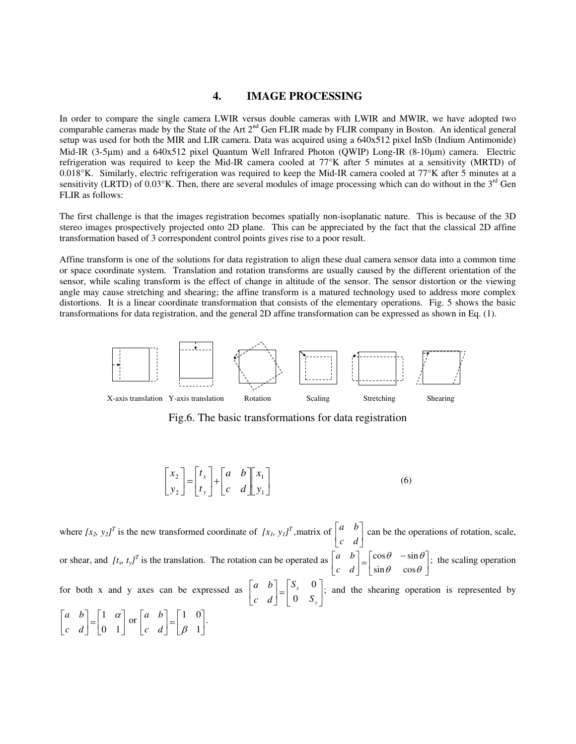## 4. IMAGE PROCESSING

In order to compare the single camera LWIR versus double cameras with LWIR and MWIR, we have adopted two comparable cameras made by the State of the Art 2nd Gen FLIR made by FLIR company in Boston. An identical general setup was used for both the MIR and LIR camera. Data was acquired using a 640x512 pixel InSb (Indium Antimonide) Mid-IR (3-5μm) and a 640x512 pixel Quantum Well Infrared Photon (QWIP) Long-IR (8-10μm) camera. Electric refrigeration was required to keep the Mid-IR camera cooled at 77°K after 5 minutes at a sensitivity (MRTD) of 0.018°K. Similarly, electric refrigeration was required to keep the Mid-IR camera cooled at 77°K after 5 minutes at a sensitivity (LRTD) of 0.03°K. Then, there are several modules of image processing which can do without in the 3rd Gen FLIR as follows:

The first challenge is that the images registration becomes spatially non-isoplanatic nature. This is because of the 3D stereo images prospectively projected onto 2D plane. This can be appreciated by the fact that the classical 2D affine transformation based of 3 correspondent control points gives rise to a poor result.

Affine transform is one of the solutions for data registration to align these dual camera sensor data into a common time or space coordinate system. Translation and rotation transforms are usually caused by the different orientation of the sensor, while scaling transform is the effect of change in altitude of the sensor. The sensor distortion or the viewing angle may cause stretching and shearing; the affine transform is a matured technology used to address more complex distortions. It is a linear coordinate transformation that consists of the elementary operations. Fig. 5 shows the basic transformations for data registration, and the general 2D affine transformation can be expressed as shown in Eq. (1).

X-axis translation   Y-axis translation   Rotation   Scaling   Stretching   Shearing

Fig.6. The basic transformations for data registration

$$\begin{bmatrix} x_2 \\ y_2 \end{bmatrix} = \begin{bmatrix} t_x \\ t_y \end{bmatrix} + \begin{bmatrix} a & b \\ c & d \end{bmatrix} \begin{bmatrix} x_1 \\ y_1 \end{bmatrix} \tag{6}$$

where $[x_2, y_2]^T$ is the new transformed coordinate of $[x_1, y_1]^T$, matrix of $\begin{bmatrix} a & b \\ c & d \end{bmatrix}$ can be the operations of rotation, scale, or shear, and $[t_x, t_y]^T$ is the translation. The rotation can be operated as $\begin{bmatrix} a & b \\ c & d \end{bmatrix} = \begin{bmatrix} \cos\theta & -\sin\theta \\ \sin\theta & \cos\theta \end{bmatrix}$; the scaling operation for both x and y axes can be expressed as $\begin{bmatrix} a & b \\ c & d \end{bmatrix} = \begin{bmatrix} S_x & 0 \\ 0 & S_y \end{bmatrix}$; and the shearing operation is represented by $\begin{bmatrix} a & b \\ c & d \end{bmatrix} = \begin{bmatrix} 1 & \alpha \\ 0 & 1 \end{bmatrix}$ or $\begin{bmatrix} a & b \\ c & d \end{bmatrix} = \begin{bmatrix} 1 & 0 \\ \beta & 1 \end{bmatrix}$.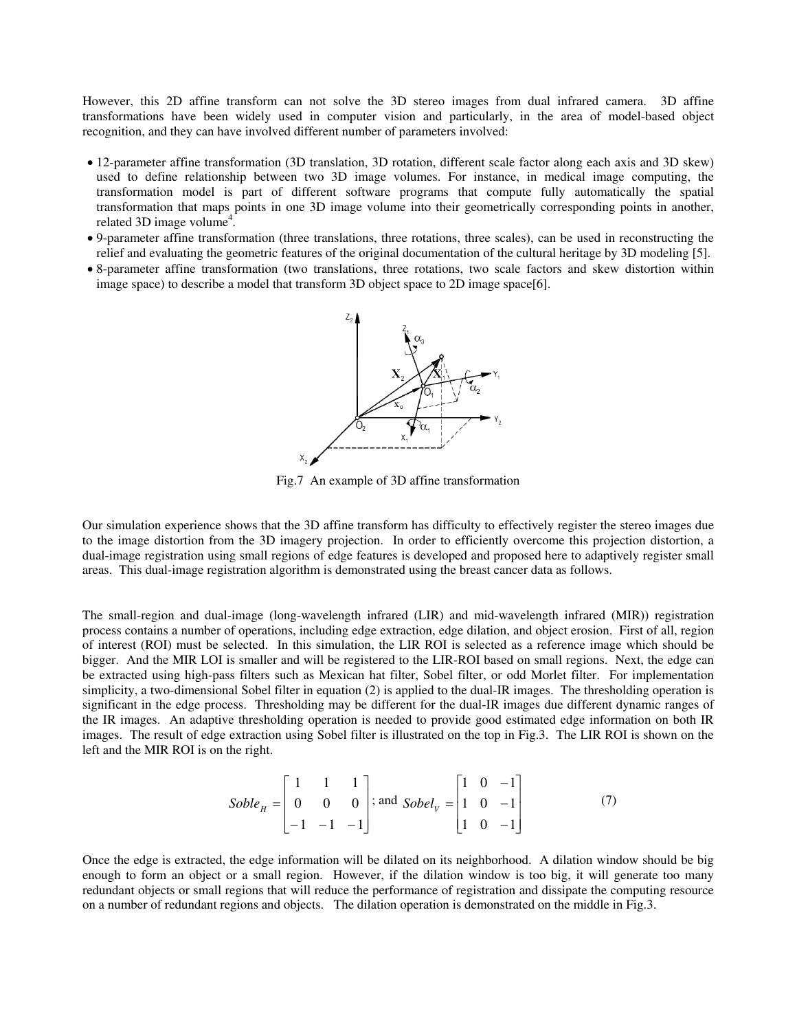However, this 2D affine transform can not solve the 3D stereo images from dual infrared camera. 3D affine transformations have been widely used in computer vision and particularly, in the area of model-based object recognition, and they can have involved different number of parameters involved:

- 12-parameter affine transformation (3D translation, 3D rotation, different scale factor along each axis and 3D skew) used to define relationship between two 3D image volumes. For instance, in medical image computing, the transformation model is part of different software programs that compute fully automatically the spatial transformation that maps points in one 3D image volume into their geometrically corresponding points in another, related 3D image volume[4].
- 9-parameter affine transformation (three translations, three rotations, three scales), can be used in reconstructing the relief and evaluating the geometric features of the original documentation of the cultural heritage by 3D modeling [5].
- 8-parameter affine transformation (two translations, three rotations, two scale factors and skew distortion within image space) to describe a model that transform 3D object space to 2D image space[6].

Fig.7 An example of 3D affine transformation

Our simulation experience shows that the 3D affine transform has difficulty to effectively register the stereo images due to the image distortion from the 3D imagery projection. In order to efficiently overcome this projection distortion, a dual-image registration using small regions of edge features is developed and proposed here to adaptively register small areas. This dual-image registration algorithm is demonstrated using the breast cancer data as follows.

The small-region and dual-image (long-wavelength infrared (LIR) and mid-wavelength infrared (MIR)) registration process contains a number of operations, including edge extraction, edge dilation, and object erosion. First of all, region of interest (ROI) must be selected. In this simulation, the LIR ROI is selected as a reference image which should be bigger. And the MIR LOI is smaller and will be registered to the LIR-ROI based on small regions. Next, the edge can be extracted using high-pass filters such as Mexican hat filter, Sobel filter, or odd Morlet filter. For implementation simplicity, a two-dimensional Sobel filter in equation (2) is applied to the dual-IR images. The thresholding operation is significant in the edge process. Thresholding may be different for the dual-IR images due different dynamic ranges of the IR images. An adaptive thresholding operation is needed to provide good estimated edge information on both IR images. The result of edge extraction using Sobel filter is illustrated on the top in Fig.3. The LIR ROI is shown on the left and the MIR ROI is on the right.

$$Soble_H = \begin{bmatrix} 1 & 1 & 1 \\ 0 & 0 & 0 \\ -1 & -1 & -1 \end{bmatrix}; \text{ and } Sobel_V = \begin{bmatrix} 1 & 0 & -1 \\ 1 & 0 & -1 \\ 1 & 0 & -1 \end{bmatrix} \quad (7)$$

Once the edge is extracted, the edge information will be dilated on its neighborhood. A dilation window should be big enough to form an object or a small region. However, if the dilation window is too big, it will generate too many redundant objects or small regions that will reduce the performance of registration and dissipate the computing resource on a number of redundant regions and objects. The dilation operation is demonstrated on the middle in Fig.3.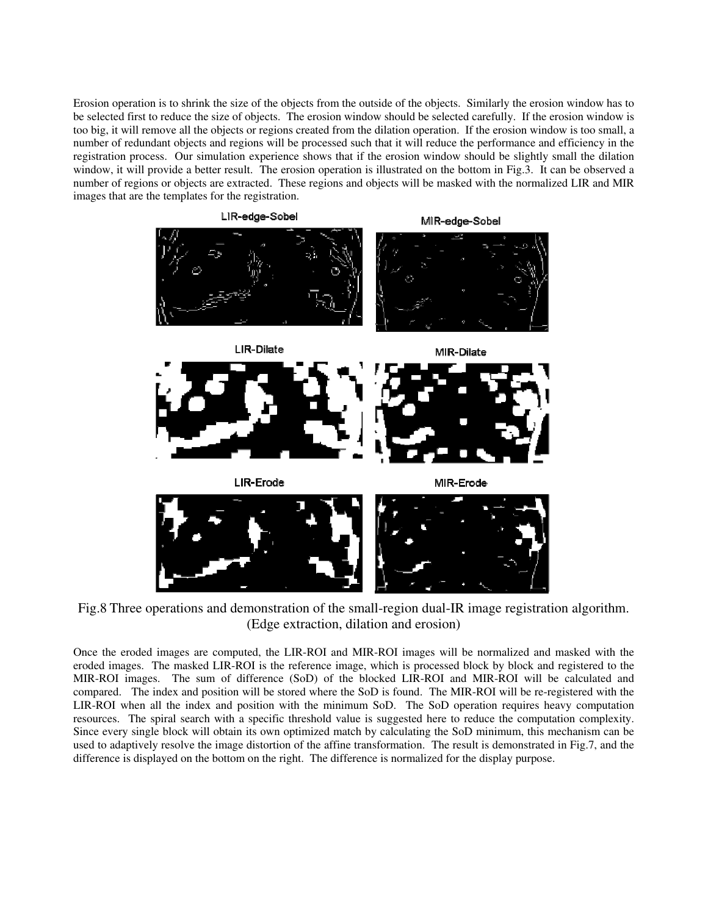Erosion operation is to shrink the size of the objects from the outside of the objects. Similarly the erosion window has to be selected first to reduce the size of objects. The erosion window should be selected carefully. If the erosion window is too big, it will remove all the objects or regions created from the dilation operation. If the erosion window is too small, a number of redundant objects and regions will be processed such that it will reduce the performance and efficiency in the registration process. Our simulation experience shows that if the erosion window should be slightly small the dilation window, it will provide a better result. The erosion operation is illustrated on the bottom in Fig.3. It can be observed a number of regions or objects are extracted. These regions and objects will be masked with the normalized LIR and MIR images that are the templates for the registration.

Fig.8 Three operations and demonstration of the small-region dual-IR image registration algorithm. (Edge extraction, dilation and erosion)

Once the eroded images are computed, the LIR-ROI and MIR-ROI images will be normalized and masked with the eroded images. The masked LIR-ROI is the reference image, which is processed block by block and registered to the MIR-ROI images. The sum of difference (SoD) of the blocked LIR-ROI and MIR-ROI will be calculated and compared. The index and position will be stored where the SoD is found. The MIR-ROI will be re-registered with the LIR-ROI when all the index and position with the minimum SoD. The SoD operation requires heavy computation resources. The spiral search with a specific threshold value is suggested here to reduce the computation complexity. Since every single block will obtain its own optimized match by calculating the SoD minimum, this mechanism can be used to adaptively resolve the image distortion of the affine transformation. The result is demonstrated in Fig.7, and the difference is displayed on the bottom on the right. The difference is normalized for the display purpose.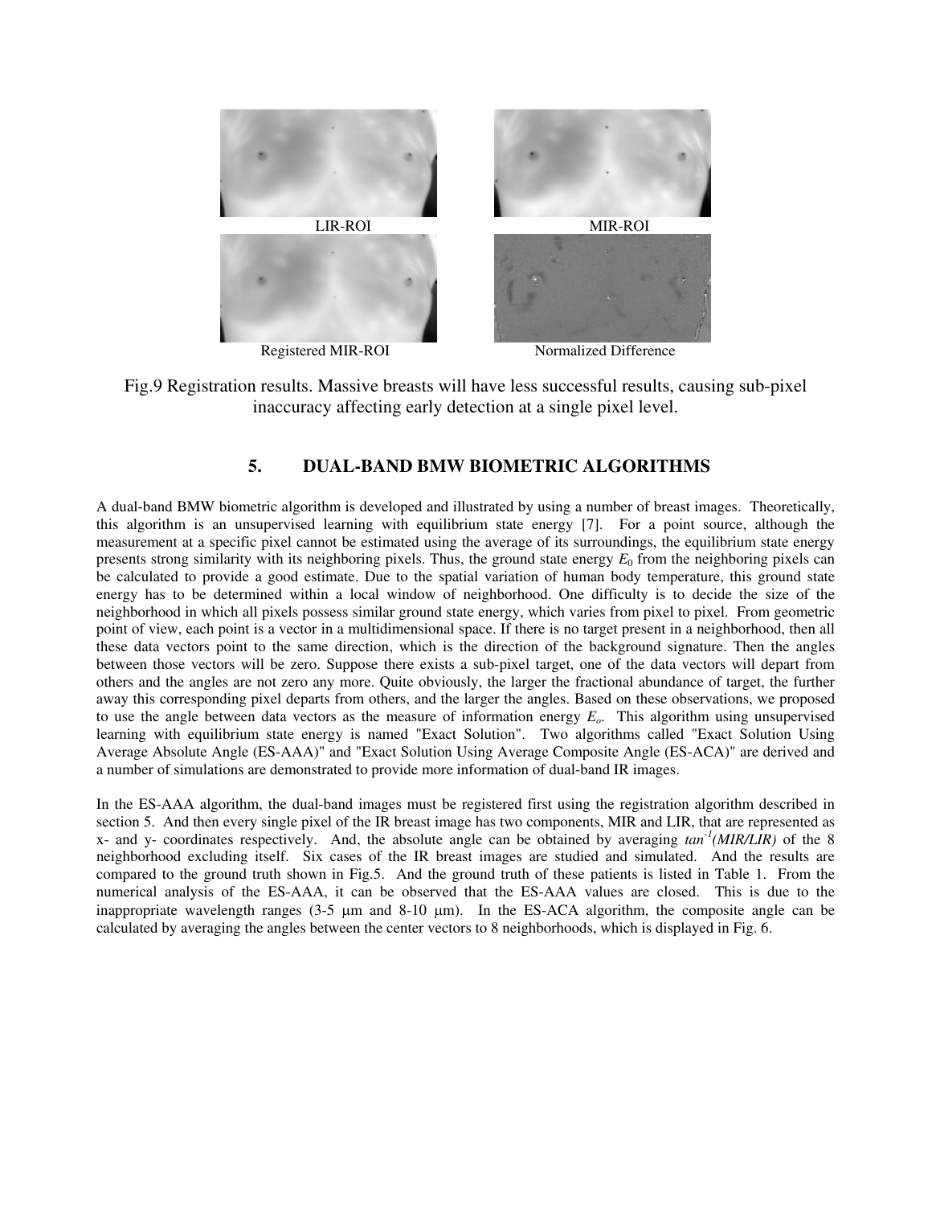LIR-ROI

MIR-ROI

Registered MIR-ROI

Normalized Difference

Fig.9 Registration results. Massive breasts will have less successful results, causing sub-pixel inaccuracy affecting early detection at a single pixel level.

## 5. DUAL-BAND BMW BIOMETRIC ALGORITHMS

A dual-band BMW biometric algorithm is developed and illustrated by using a number of breast images. Theoretically, this algorithm is an unsupervised learning with equilibrium state energy [7]. For a point source, although the measurement at a specific pixel cannot be estimated using the average of its surroundings, the equilibrium state energy presents strong similarity with its neighboring pixels. Thus, the ground state energy $E_0$ from the neighboring pixels can be calculated to provide a good estimate. Due to the spatial variation of human body temperature, this ground state energy has to be determined within a local window of neighborhood. One difficulty is to decide the size of the neighborhood in which all pixels possess similar ground state energy, which varies from pixel to pixel. From geometric point of view, each point is a vector in a multidimensional space. If there is no target present in a neighborhood, then all these data vectors point to the same direction, which is the direction of the background signature. Then the angles between those vectors will be zero. Suppose there exists a sub-pixel target, one of the data vectors will depart from others and the angles are not zero any more. Quite obviously, the larger the fractional abundance of target, the further away this corresponding pixel departs from others, and the larger the angles. Based on these observations, we proposed to use the angle between data vectors as the measure of information energy $E_o$. This algorithm using unsupervised learning with equilibrium state energy is named "Exact Solution". Two algorithms called "Exact Solution Using Average Absolute Angle (ES-AAA)" and "Exact Solution Using Average Composite Angle (ES-ACA)" are derived and a number of simulations are demonstrated to provide more information of dual-band IR images.

In the ES-AAA algorithm, the dual-band images must be registered first using the registration algorithm described in section 5. And then every single pixel of the IR breast image has two components, MIR and LIR, that are represented as x- and y- coordinates respectively. And, the absolute angle can be obtained by averaging $tan^{-1}(MIR/LIR)$ of the 8 neighborhood excluding itself. Six cases of the IR breast images are studied and simulated. And the results are compared to the ground truth shown in Fig.5. And the ground truth of these patients is listed in Table 1. From the numerical analysis of the ES-AAA, it can be observed that the ES-AAA values are closed. This is due to the inappropriate wavelength ranges (3-5 μm and 8-10 μm). In the ES-ACA algorithm, the composite angle can be calculated by averaging the angles between the center vectors to 8 neighborhoods, which is displayed in Fig. 6.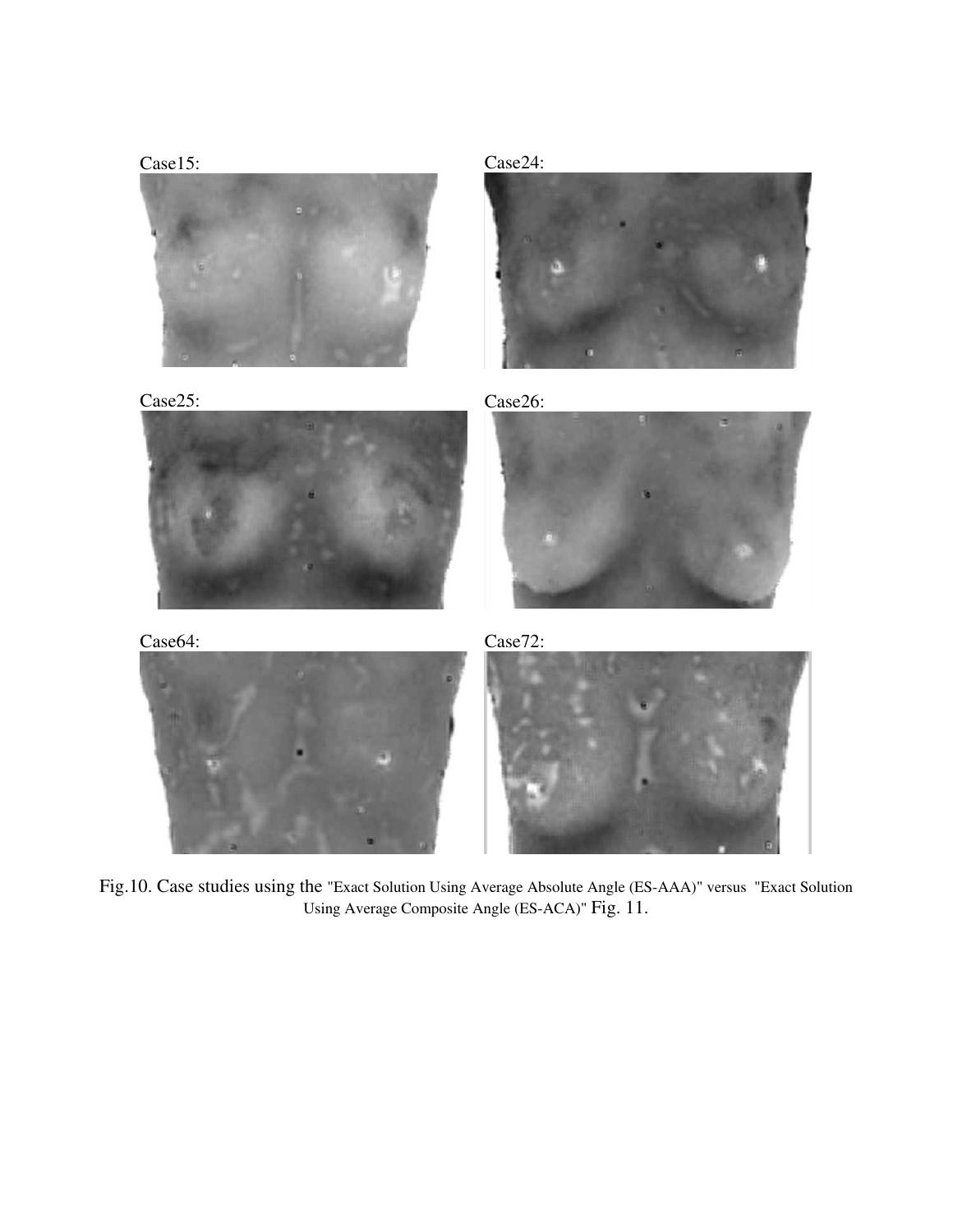Case15:

Case24:

Case25:

Case26:

Case64:

Case72:

Fig.10. Case studies using the "Exact Solution Using Average Absolute Angle (ES-AAA)" versus "Exact Solution Using Average Composite Angle (ES-ACA)" Fig. 11.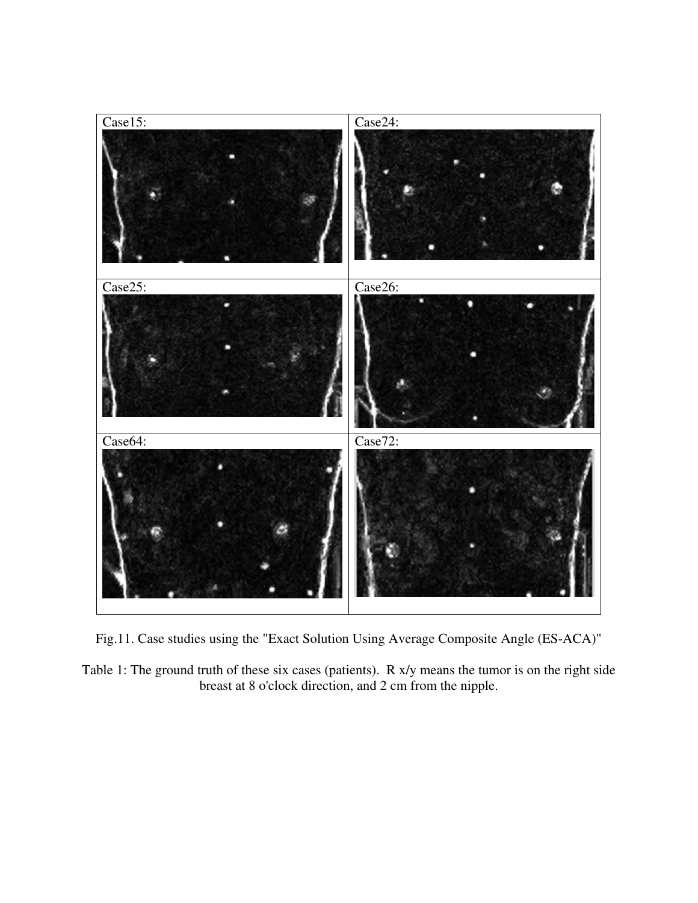| Case15: | Case24: |
| --- | --- |
| Case25: | Case26: |
| Case64: | Case72: |

Fig.11. Case studies using the "Exact Solution Using Average Composite Angle (ES-ACA)"

Table 1: The ground truth of these six cases (patients). R x/y means the tumor is on the right side breast at 8 o'clock direction, and 2 cm from the nipple.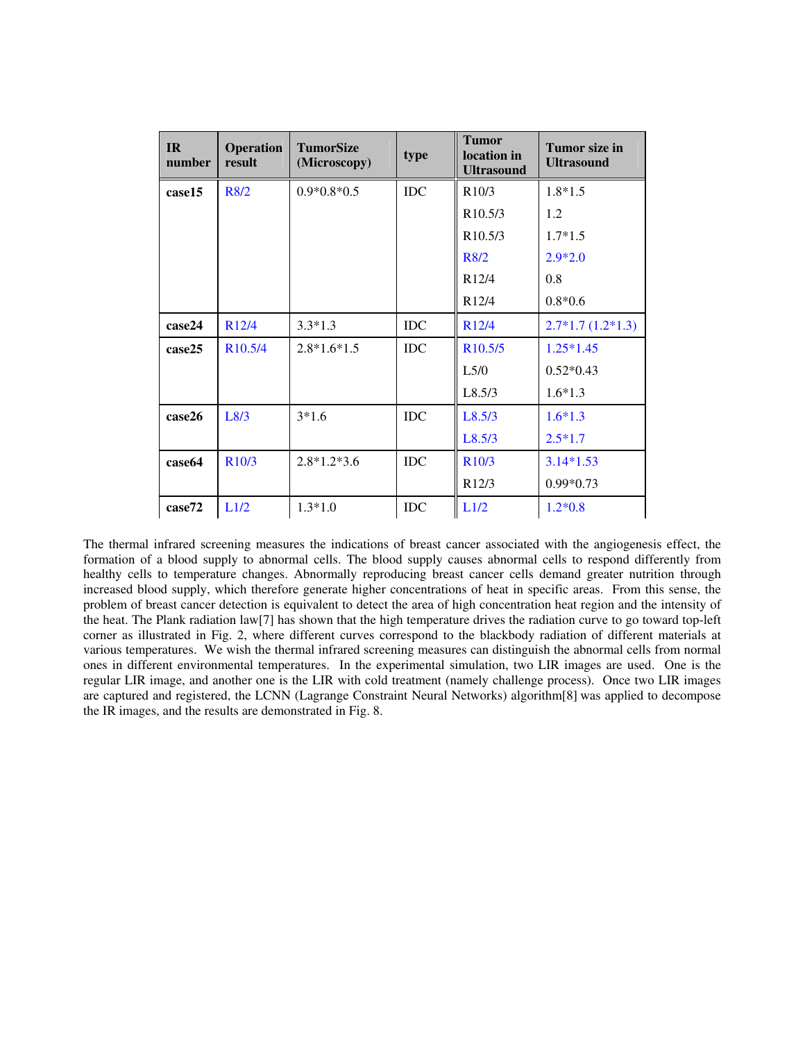| IR number | Operation result | TumorSize (Microscopy) | type | Tumor location in Ultrasound | Tumor size in Ultrasound |
|---|---|---|---|---|---|
| **case15** | R8/2 | 0.9*0.8*0.5 | IDC | R10/3 | 1.8*1.5 |
| | | | | R10.5/3 | 1.2 |
| | | | | R10.5/3 | 1.7*1.5 |
| | | | | R8/2 | 2.9*2.0 |
| | | | | R12/4 | 0.8 |
| | | | | R12/4 | 0.8*0.6 |
| **case24** | R12/4 | 3.3*1.3 | IDC | R12/4 | 2.7*1.7 (1.2*1.3) |
| **case25** | R10.5/4 | 2.8*1.6*1.5 | IDC | R10.5/5 | 1.25*1.45 |
| | | | | L5/0 | 0.52*0.43 |
| | | | | L8.5/3 | 1.6*1.3 |
| **case26** | L8/3 | 3*1.6 | IDC | L8.5/3 | 1.6*1.3 |
| | | | | L8.5/3 | 2.5*1.7 |
| **case64** | R10/3 | 2.8*1.2*3.6 | IDC | R10/3 | 3.14*1.53 |
| | | | | R12/3 | 0.99*0.73 |
| **case72** | L1/2 | 1.3*1.0 | IDC | L1/2 | 1.2*0.8 |

The thermal infrared screening measures the indications of breast cancer associated with the angiogenesis effect, the formation of a blood supply to abnormal cells. The blood supply causes abnormal cells to respond differently from healthy cells to temperature changes. Abnormally reproducing breast cancer cells demand greater nutrition through increased blood supply, which therefore generate higher concentrations of heat in specific areas. From this sense, the problem of breast cancer detection is equivalent to detect the area of high concentration heat region and the intensity of the heat. The Plank radiation law[7] has shown that the high temperature drives the radiation curve to go toward top-left corner as illustrated in Fig. 2, where different curves correspond to the blackbody radiation of different materials at various temperatures. We wish the thermal infrared screening measures can distinguish the abnormal cells from normal ones in different environmental temperatures. In the experimental simulation, two LIR images are used. One is the regular LIR image, and another one is the LIR with cold treatment (namely challenge process). Once two LIR images are captured and registered, the LCNN (Lagrange Constraint Neural Networks) algorithm[8] was applied to decompose the IR images, and the results are demonstrated in Fig. 8.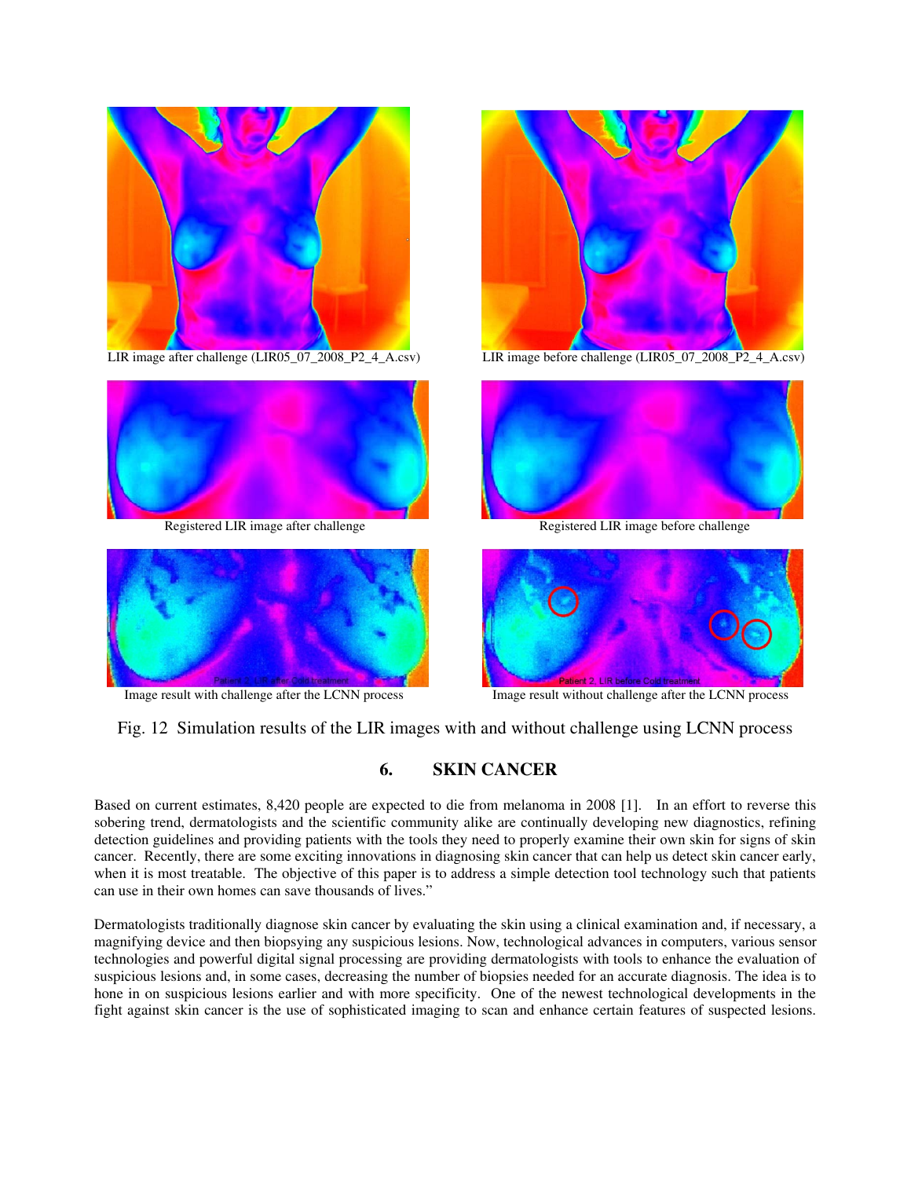LIR image after challenge (LIR05_07_2008_P2_4_A.csv)

LIR image before challenge (LIR05_07_2008_P2_4_A.csv)

Registered LIR image after challenge

Registered LIR image before challenge

Image result with challenge after the LCNN process

Image result without challenge after the LCNN process

Fig. 12 Simulation results of the LIR images with and without challenge using LCNN process

## 6. SKIN CANCER

Based on current estimates, 8,420 people are expected to die from melanoma in 2008 [1]. In an effort to reverse this sobering trend, dermatologists and the scientific community alike are continually developing new diagnostics, refining detection guidelines and providing patients with the tools they need to properly examine their own skin for signs of skin cancer. Recently, there are some exciting innovations in diagnosing skin cancer that can help us detect skin cancer early, when it is most treatable. The objective of this paper is to address a simple detection tool technology such that patients can use in their own homes can save thousands of lives."

Dermatologists traditionally diagnose skin cancer by evaluating the skin using a clinical examination and, if necessary, a magnifying device and then biopsying any suspicious lesions. Now, technological advances in computers, various sensor technologies and powerful digital signal processing are providing dermatologists with tools to enhance the evaluation of suspicious lesions and, in some cases, decreasing the number of biopsies needed for an accurate diagnosis. The idea is to hone in on suspicious lesions earlier and with more specificity. One of the newest technological developments in the fight against skin cancer is the use of sophisticated imaging to scan and enhance certain features of suspected lesions.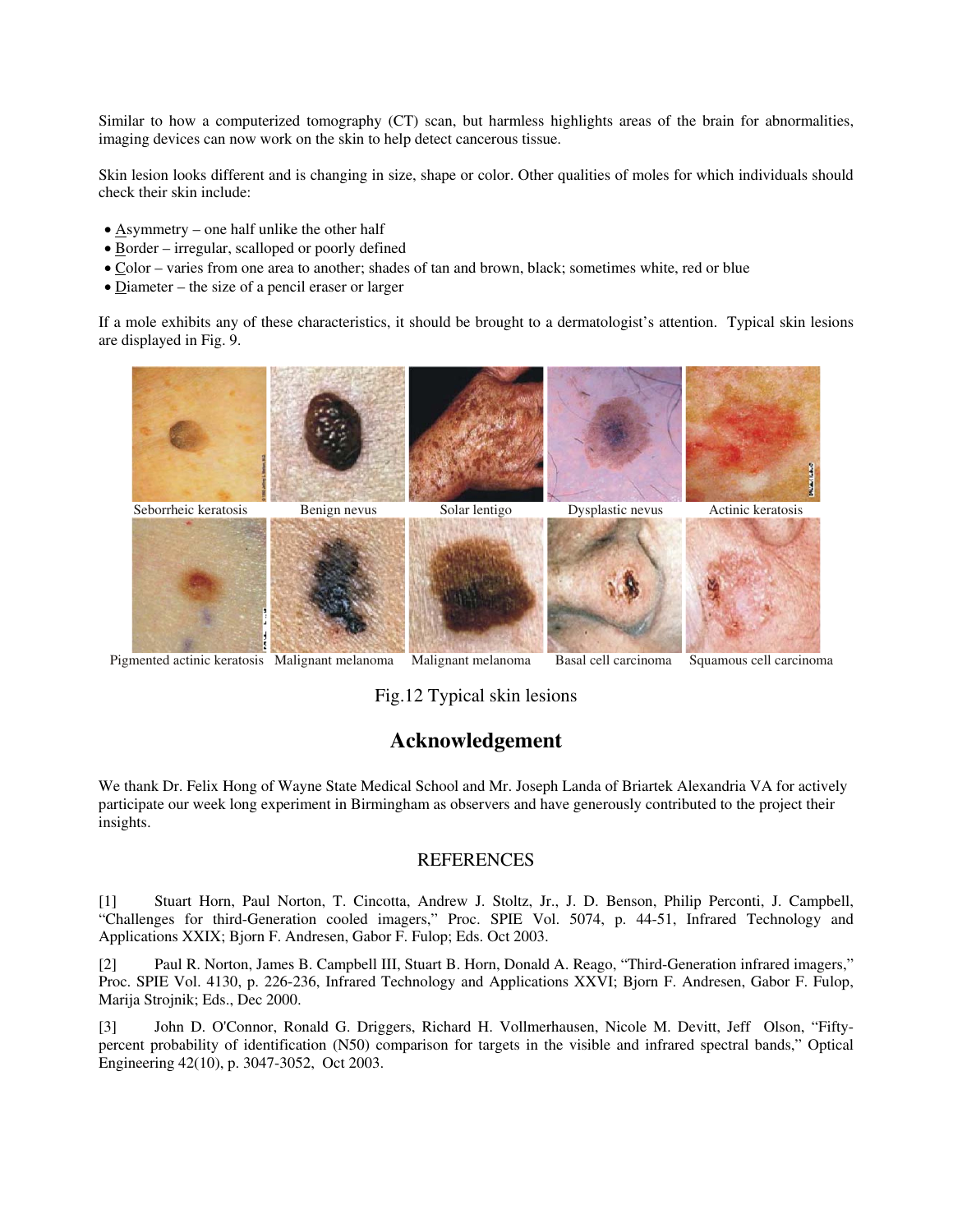Similar to how a computerized tomography (CT) scan, but harmless highlights areas of the brain for abnormalities, imaging devices can now work on the skin to help detect cancerous tissue.

Skin lesion looks different and is changing in size, shape or color. Other qualities of moles for which individuals should check their skin include:

- Asymmetry – one half unlike the other half
- Border – irregular, scalloped or poorly defined
- Color – varies from one area to another; shades of tan and brown, black; sometimes white, red or blue
- Diameter – the size of a pencil eraser or larger

If a mole exhibits any of these characteristics, it should be brought to a dermatologist's attention. Typical skin lesions are displayed in Fig. 9.

Seborrheic keratosis Benign nevus Solar lentigo Dysplastic nevus Actinic keratosis

Pigmented actinic keratosis Malignant melanoma Malignant melanoma Basal cell carcinoma Squamous cell carcinoma

Fig.12 Typical skin lesions

## Acknowledgement

We thank Dr. Felix Hong of Wayne State Medical School and Mr. Joseph Landa of Briartek Alexandria VA for actively participate our week long experiment in Birmingham as observers and have generously contributed to the project their insights.

## REFERENCES

[1] Stuart Horn, Paul Norton, T. Cincotta, Andrew J. Stoltz, Jr., J. D. Benson, Philip Perconti, J. Campbell, "Challenges for third-Generation cooled imagers," Proc. SPIE Vol. 5074, p. 44-51, Infrared Technology and Applications XXIX; Bjorn F. Andresen, Gabor F. Fulop; Eds. Oct 2003.

[2] Paul R. Norton, James B. Campbell III, Stuart B. Horn, Donald A. Reago, "Third-Generation infrared imagers," Proc. SPIE Vol. 4130, p. 226-236, Infrared Technology and Applications XXVI; Bjorn F. Andresen, Gabor F. Fulop, Marija Strojnik; Eds., Dec 2000.

[3] John D. O'Connor, Ronald G. Driggers, Richard H. Vollmerhausen, Nicole M. Devitt, Jeff Olson, "Fifty-percent probability of identification (N50) comparison for targets in the visible and infrared spectral bands," Optical Engineering 42(10), p. 3047-3052, Oct 2003.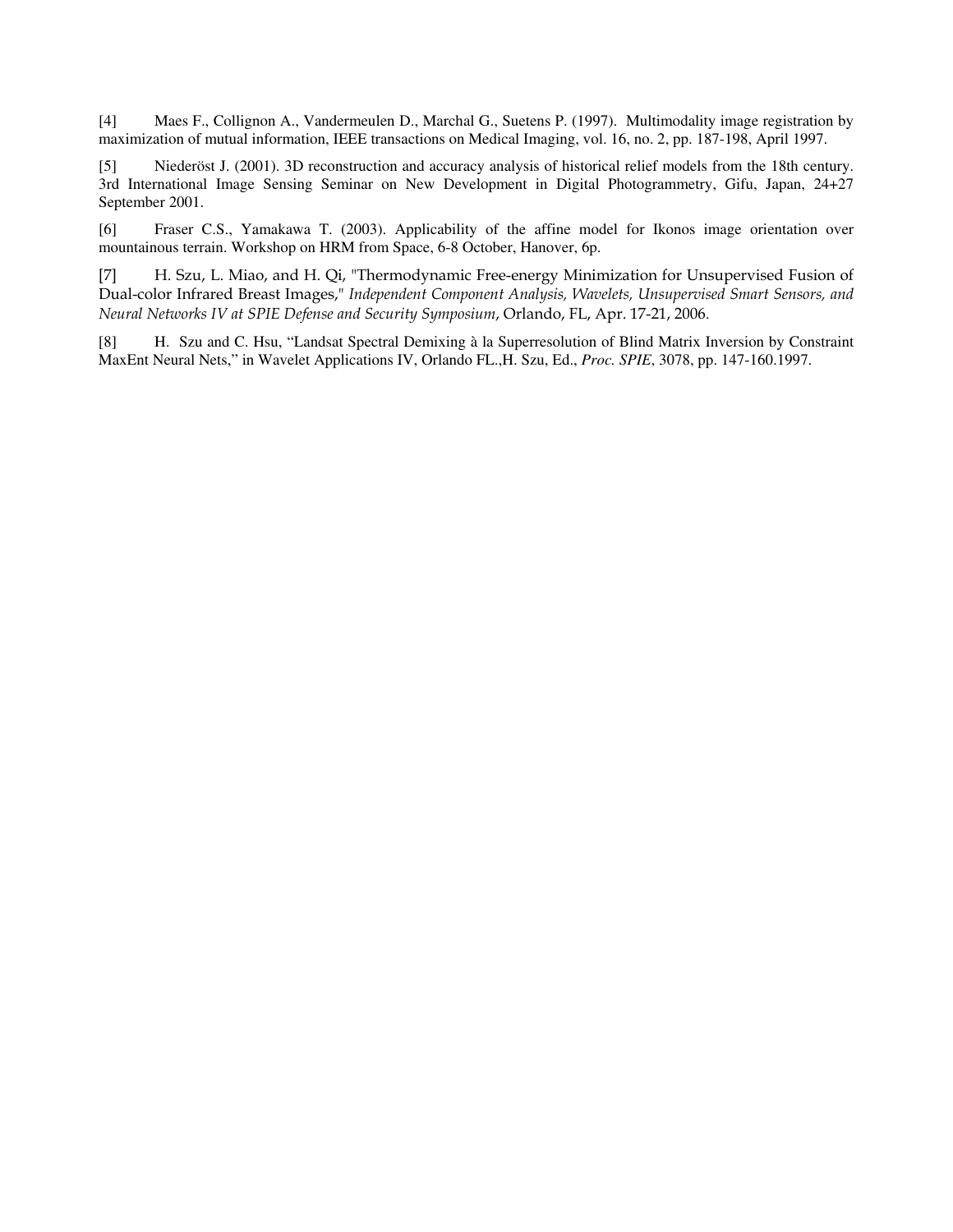[4] Maes F., Collignon A., Vandermeulen D., Marchal G., Suetens P. (1997). Multimodality image registration by maximization of mutual information, IEEE transactions on Medical Imaging, vol. 16, no. 2, pp. 187-198, April 1997.

[5] Niederöst J. (2001). 3D reconstruction and accuracy analysis of historical relief models from the 18th century. 3rd International Image Sensing Seminar on New Development in Digital Photogrammetry, Gifu, Japan, 24+27 September 2001.

[6] Fraser C.S., Yamakawa T. (2003). Applicability of the affine model for Ikonos image orientation over mountainous terrain. Workshop on HRM from Space, 6-8 October, Hanover, 6p.

[7] H. Szu, L. Miao, and H. Qi, "Thermodynamic Free-energy Minimization for Unsupervised Fusion of Dual-color Infrared Breast Images," *Independent Component Analysis, Wavelets, Unsupervised Smart Sensors, and Neural Networks IV at SPIE Defense and Security Symposium*, Orlando, FL, Apr. 17-21, 2006.

[8] H. Szu and C. Hsu, "Landsat Spectral Demixing à la Superresolution of Blind Matrix Inversion by Constraint MaxEnt Neural Nets," in Wavelet Applications IV, Orlando FL.,H. Szu, Ed., *Proc. SPIE*, 3078, pp. 147-160.1997.